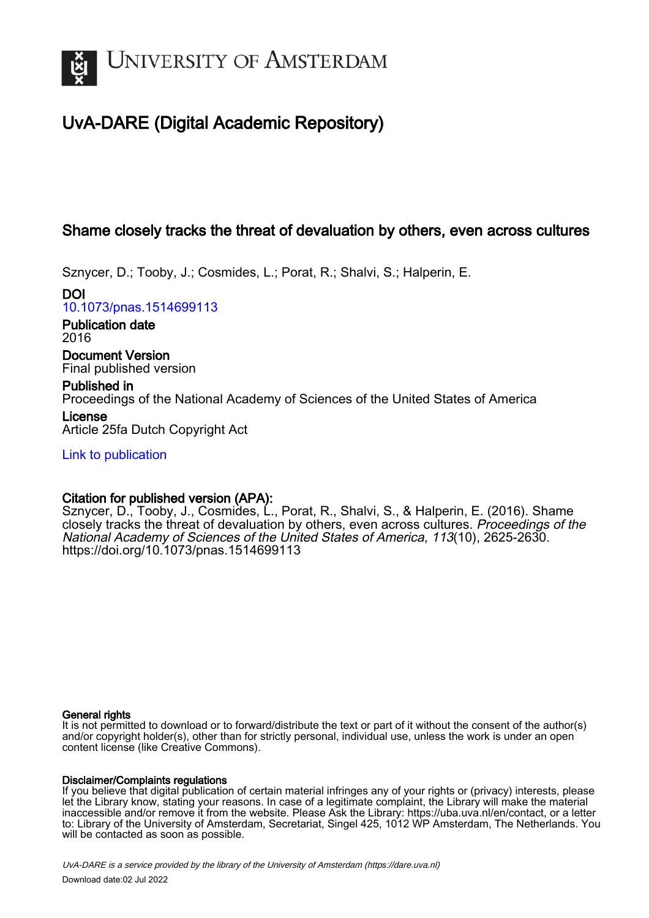# UvA-DARE (Digital Academic Repository)

## Shame closely tracks the threat of devaluation by others, even across cultures

Sznycer, D.; Tooby, J.; Cosmides, L.; Porat, R.; Shalvi, S.; Halperin, E.

**DOI**
10.1073/pnas.1514699113

**Publication date**
2016

**Document Version**
Final published version

**Published in**
Proceedings of the National Academy of Sciences of the United States of America

**License**
Article 25fa Dutch Copyright Act

Link to publication

**Citation for published version (APA):**
Sznycer, D., Tooby, J., Cosmides, L., Porat, R., Shalvi, S., & Halperin, E. (2016). Shame closely tracks the threat of devaluation by others, even across cultures. *Proceedings of the National Academy of Sciences of the United States of America*, *113*(10), 2625-2630. https://doi.org/10.1073/pnas.1514699113

**General rights**
It is not permitted to download or to forward/distribute the text or part of it without the consent of the author(s) and/or copyright holder(s), other than for strictly personal, individual use, unless the work is under an open content license (like Creative Commons).

**Disclaimer/Complaints regulations**
If you believe that digital publication of certain material infringes any of your rights or (privacy) interests, please let the Library know, stating your reasons. In case of a legitimate complaint, the Library will make the material inaccessible and/or remove it from the website. Please Ask the Library: https://uba.uva.nl/en/contact, or a letter to: Library of the University of Amsterdam, Secretariat, Singel 425, 1012 WP Amsterdam, The Netherlands. You will be contacted as soon as possible.

*UvA-DARE is a service provided by the library of the University of Amsterdam (https://dare.uva.nl)*

Download date:02 Jul 2022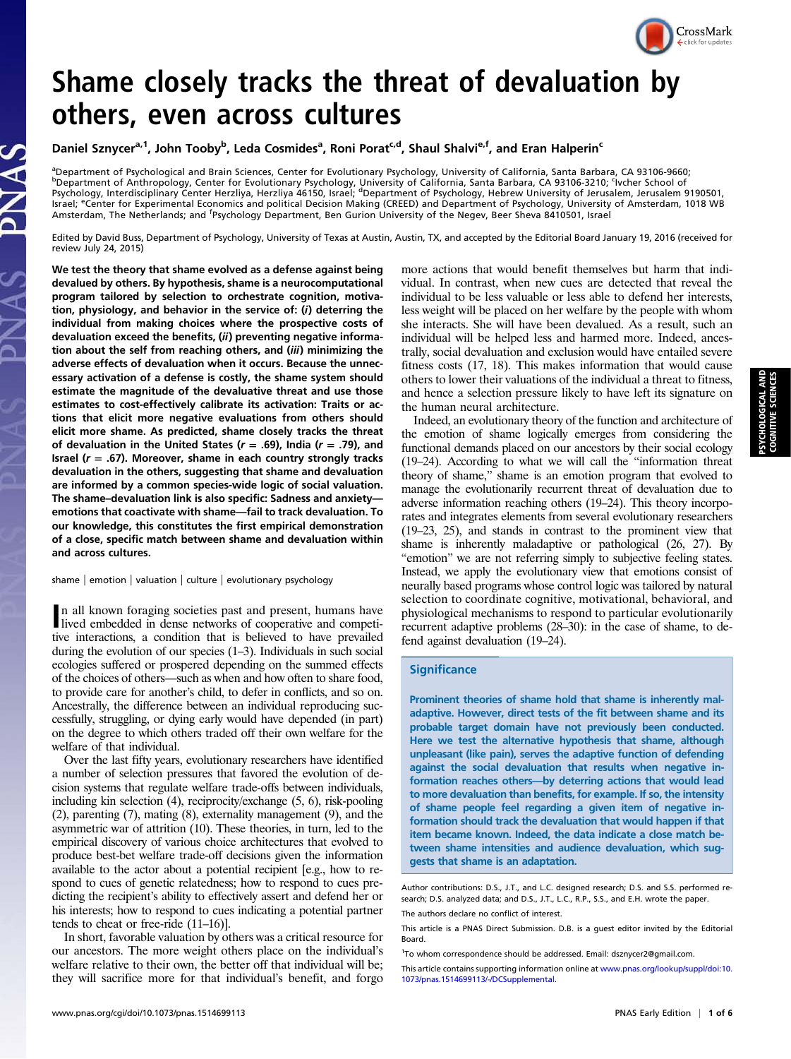# Shame closely tracks the threat of devaluation by others, even across cultures

Daniel Sznycer[a,1], John Tooby[b], Leda Cosmides[a], Roni Porat[c,d], Shaul Shalvi[e,f], and Eran Halperin[c]

[a]Department of Psychological and Brain Sciences, Center for Evolutionary Psychology, University of California, Santa Barbara, CA 93106-9660; [b]Department of Anthropology, Center for Evolutionary Psychology, University of California, Santa Barbara, CA 93106-3210; [c]Ivcher School of Psychology, Interdisciplinary Center Herzliya, Herzliya 46150, Israel; [d]Department of Psychology, Hebrew University of Jerusalem, Jerusalem 9190501, Israel; [e]Center for Experimental Economics and political Decision Making (CREED) and Department of Psychology, University of Amsterdam, 1018 WB Amsterdam, The Netherlands; and [f]Psychology Department, Ben Gurion University of the Negev, Beer Sheva 8410501, Israel

Edited by David Buss, Department of Psychology, University of Texas at Austin, Austin, TX, and accepted by the Editorial Board January 19, 2016 (received for review July 24, 2015)

**We test the theory that shame evolved as a defense against being devalued by others. By hypothesis, shame is a neurocomputational program tailored by selection to orchestrate cognition, motivation, physiology, and behavior in the service of: (*i*) deterring the individual from making choices where the prospective costs of devaluation exceed the benefits, (*ii*) preventing negative information about the self from reaching others, and (*iii*) minimizing the adverse effects of devaluation when it occurs. Because the unnecessary activation of a defense is costly, the shame system should estimate the magnitude of the devaluative threat and use those estimates to cost-effectively calibrate its activation: Traits or actions that elicit more negative evaluations from others should elicit more shame. As predicted, shame closely tracks the threat of devaluation in the United States ($r$ = .69), India ($r$ = .79), and Israel ($r$ = .67). Moreover, shame in each country strongly tracks devaluation in the others, suggesting that shame and devaluation are informed by a common species-wide logic of social valuation. The shame–devaluation link is also specific: Sadness and anxiety—emotions that coactivate with shame—fail to track devaluation. To our knowledge, this constitutes the first empirical demonstration of a close, specific match between shame and devaluation within and across cultures.**

shame | emotion | valuation | culture | evolutionary psychology

In all known foraging societies past and present, humans have lived embedded in dense networks of cooperative and competitive interactions, a condition that is believed to have prevailed during the evolution of our species (1–3). Individuals in such social ecologies suffered or prospered depending on the summed effects of the choices of others—such as when and how often to share food, to provide care for another's child, to defer in conflicts, and so on. Ancestrally, the difference between an individual reproducing successfully, struggling, or dying early would have depended (in part) on the degree to which others traded off their own welfare for the welfare of that individual.

Over the last fifty years, evolutionary researchers have identified a number of selection pressures that favored the evolution of decision systems that regulate welfare trade-offs between individuals, including kin selection (4), reciprocity/exchange (5, 6), risk-pooling (2), parenting (7), mating (8), externality management (9), and the asymmetric war of attrition (10). These theories, in turn, led to the empirical discovery of various choice architectures that evolved to produce best-bet welfare trade-off decisions given the information available to the actor about a potential recipient [e.g., how to respond to cues of genetic relatedness; how to respond to cues predicting the recipient's ability to effectively assert and defend her or his interests; how to respond to cues indicating a potential partner tends to cheat or free-ride (11–16)].

In short, favorable valuation by others was a critical resource for our ancestors. The more weight others place on the individual's welfare relative to their own, the better off that individual will be; they will sacrifice more for that individual's benefit, and forgo more actions that would benefit themselves but harm that individual. In contrast, when new cues are detected that reveal the individual to be less valuable or less able to defend her interests, less weight will be placed on her welfare by the people with whom she interacts. She will have been devalued. As a result, such an individual will be helped less and harmed more. Indeed, ancestrally, social devaluation and exclusion would have entailed severe fitness costs (17, 18). This makes information that would cause others to lower their valuations of the individual a threat to fitness, and hence a selection pressure likely to have left its signature on the human neural architecture.

Indeed, an evolutionary theory of the function and architecture of the emotion of shame logically emerges from considering the functional demands placed on our ancestors by their social ecology (19–24). According to what we will call the "information threat theory of shame," shame is an emotion program that evolved to manage the evolutionarily recurrent threat of devaluation due to adverse information reaching others (19–24). This theory incorporates and integrates elements from several evolutionary researchers (19–23, 25), and stands in contrast to the prominent view that shame is inherently maladaptive or pathological (26, 27). By "emotion" we are not referring simply to subjective feeling states. Instead, we apply the evolutionary view that emotions consist of neurally based programs whose control logic was tailored by natural selection to coordinate cognitive, motivational, behavioral, and physiological mechanisms to respond to particular evolutionarily recurrent adaptive problems (28–30): in the case of shame, to defend against devaluation (19–24).

## Significance

Prominent theories of shame hold that shame is inherently maladaptive. However, direct tests of the fit between shame and its probable target domain have not previously been conducted. Here we test the alternative hypothesis that shame, although unpleasant (like pain), serves the adaptive function of defending against the social devaluation that results when negative information reaches others—by deterring actions that would lead to more devaluation than benefits, for example. If so, the intensity of shame people feel regarding a given item of negative information should track the devaluation that would happen if that item became known. Indeed, the data indicate a close match between shame intensities and audience devaluation, which suggests that shame is an adaptation.

Author contributions: D.S., J.T., and L.C. designed research; D.S. and S.S. performed research; D.S. analyzed data; and D.S., J.T., L.C., R.P., S.S., and E.H. wrote the paper.

The authors declare no conflict of interest.

This article is a PNAS Direct Submission. D.B. is a guest editor invited by the Editorial Board.

[1]To whom correspondence should be addressed. Email: dsznycer2@gmail.com.

This article contains supporting information online at www.pnas.org/lookup/suppl/doi:10.1073/pnas.1514699113/-/DCSupplemental.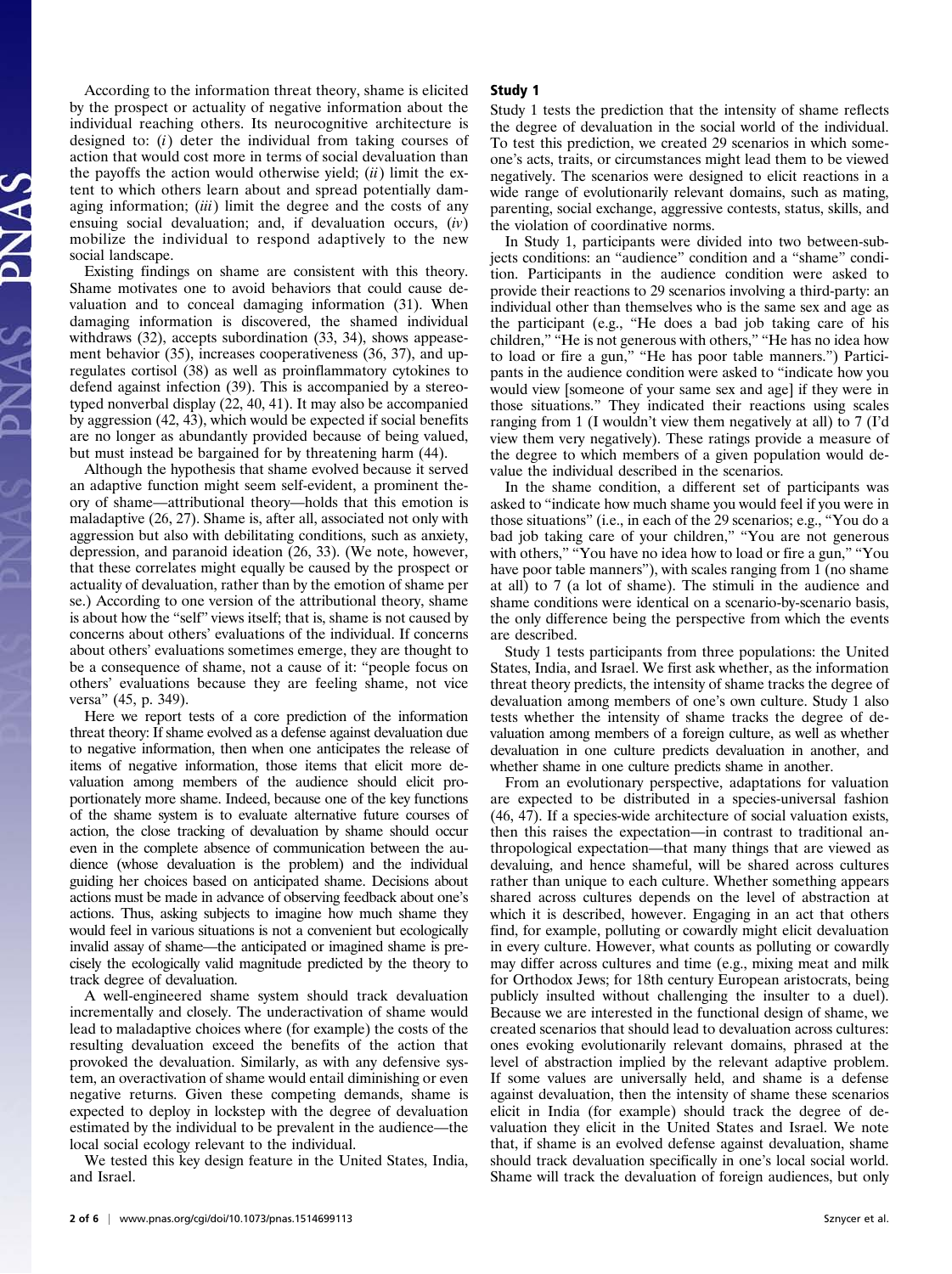According to the information threat theory, shame is elicited by the prospect or actuality of negative information about the individual reaching others. Its neurocognitive architecture is designed to: (*i*) deter the individual from taking courses of action that would cost more in terms of social devaluation than the payoffs the action would otherwise yield; (*ii*) limit the extent to which others learn about and spread potentially damaging information; (*iii*) limit the degree and the costs of any ensuing social devaluation; and, if devaluation occurs, (*iv*) mobilize the individual to respond adaptively to the new social landscape.

Existing findings on shame are consistent with this theory. Shame motivates one to avoid behaviors that could cause devaluation and to conceal damaging information (31). When damaging information is discovered, the shamed individual withdraws (32), accepts subordination (33, 34), shows appeasement behavior (35), increases cooperativeness (36, 37), and upregulates cortisol (38) as well as proinflammatory cytokines to defend against infection (39). This is accompanied by a stereotyped nonverbal display (22, 40, 41). It may also be accompanied by aggression (42, 43), which would be expected if social benefits are no longer as abundantly provided because of being valued, but must instead be bargained for by threatening harm (44).

Although the hypothesis that shame evolved because it served an adaptive function might seem self-evident, a prominent theory of shame—attributional theory—holds that this emotion is maladaptive (26, 27). Shame is, after all, associated not only with aggression but also with debilitating conditions, such as anxiety, depression, and paranoid ideation (26, 33). (We note, however, that these correlates might equally be caused by the prospect or actuality of devaluation, rather than by the emotion of shame per se.) According to one version of the attributional theory, shame is about how the "self" views itself; that is, shame is not caused by concerns about others' evaluations of the individual. If concerns about others' evaluations sometimes emerge, they are thought to be a consequence of shame, not a cause of it: "people focus on others' evaluations because they are feeling shame, not vice versa" (45, p. 349).

Here we report tests of a core prediction of the information threat theory: If shame evolved as a defense against devaluation due to negative information, then when one anticipates the release of items of negative information, those items that elicit more devaluation among members of the audience should elicit proportionately more shame. Indeed, because one of the key functions of the shame system is to evaluate alternative future courses of action, the close tracking of devaluation by shame should occur even in the complete absence of communication between the audience (whose devaluation is the problem) and the individual guiding her choices based on anticipated shame. Decisions about actions must be made in advance of observing feedback about one's actions. Thus, asking subjects to imagine how much shame they would feel in various situations is not a convenient but ecologically invalid assay of shame—the anticipated or imagined shame is precisely the ecologically valid magnitude predicted by the theory to track degree of devaluation.

A well-engineered shame system should track devaluation incrementally and closely. The underactivation of shame would lead to maladaptive choices where (for example) the costs of the resulting devaluation exceed the benefits of the action that provoked the devaluation. Similarly, as with any defensive system, an overactivation of shame would entail diminishing or even negative returns. Given these competing demands, shame is expected to deploy in lockstep with the degree of devaluation estimated by the individual to be prevalent in the audience—the local social ecology relevant to the individual.

We tested this key design feature in the United States, India, and Israel.

## Study 1

Study 1 tests the prediction that the intensity of shame reflects the degree of devaluation in the social world of the individual. To test this prediction, we created 29 scenarios in which someone's acts, traits, or circumstances might lead them to be viewed negatively. The scenarios were designed to elicit reactions in a wide range of evolutionarily relevant domains, such as mating, parenting, social exchange, aggressive contests, status, skills, and the violation of coordinative norms.

In Study 1, participants were divided into two between-subjects conditions: an "audience" condition and a "shame" condition. Participants in the audience condition were asked to provide their reactions to 29 scenarios involving a third-party: an individual other than themselves who is the same sex and age as the participant (e.g., "He does a bad job taking care of his children," "He is not generous with others," "He has no idea how to load or fire a gun," "He has poor table manners.") Participants in the audience condition were asked to "indicate how you would view [someone of your same sex and age] if they were in those situations." They indicated their reactions using scales ranging from 1 (I wouldn't view them negatively at all) to 7 (I'd view them very negatively). These ratings provide a measure of the degree to which members of a given population would devalue the individual described in the scenarios.

In the shame condition, a different set of participants was asked to "indicate how much shame you would feel if you were in those situations" (i.e., in each of the 29 scenarios; e.g., "You do a bad job taking care of your children," "You are not generous with others," "You have no idea how to load or fire a gun," "You have poor table manners"), with scales ranging from 1 (no shame at all) to 7 (a lot of shame). The stimuli in the audience and shame conditions were identical on a scenario-by-scenario basis, the only difference being the perspective from which the events are described.

Study 1 tests participants from three populations: the United States, India, and Israel. We first ask whether, as the information threat theory predicts, the intensity of shame tracks the degree of devaluation among members of one's own culture. Study 1 also tests whether the intensity of shame tracks the degree of devaluation among members of a foreign culture, as well as whether devaluation in one culture predicts devaluation in another, and whether shame in one culture predicts shame in another.

From an evolutionary perspective, adaptations for valuation are expected to be distributed in a species-universal fashion (46, 47). If a species-wide architecture of social valuation exists, then this raises the expectation—in contrast to traditional anthropological expectation—that many things that are viewed as devaluing, and hence shameful, will be shared across cultures rather than unique to each culture. Whether something appears shared across cultures depends on the level of abstraction at which it is described, however. Engaging in an act that others find, for example, polluting or cowardly might elicit devaluation in every culture. However, what counts as polluting or cowardly may differ across cultures and time (e.g., mixing meat and milk for Orthodox Jews; for 18th century European aristocrats, being publicly insulted without challenging the insulter to a duel). Because we are interested in the functional design of shame, we created scenarios that should lead to devaluation across cultures: ones evoking evolutionarily relevant domains, phrased at the level of abstraction implied by the relevant adaptive problem. If some values are universally held, and shame is a defense against devaluation, then the intensity of shame these scenarios elicit in India (for example) should track the degree of devaluation they elicit in the United States and Israel. We note that, if shame is an evolved defense against devaluation, shame should track devaluation specifically in one's local social world. Shame will track the devaluation of foreign audiences, but only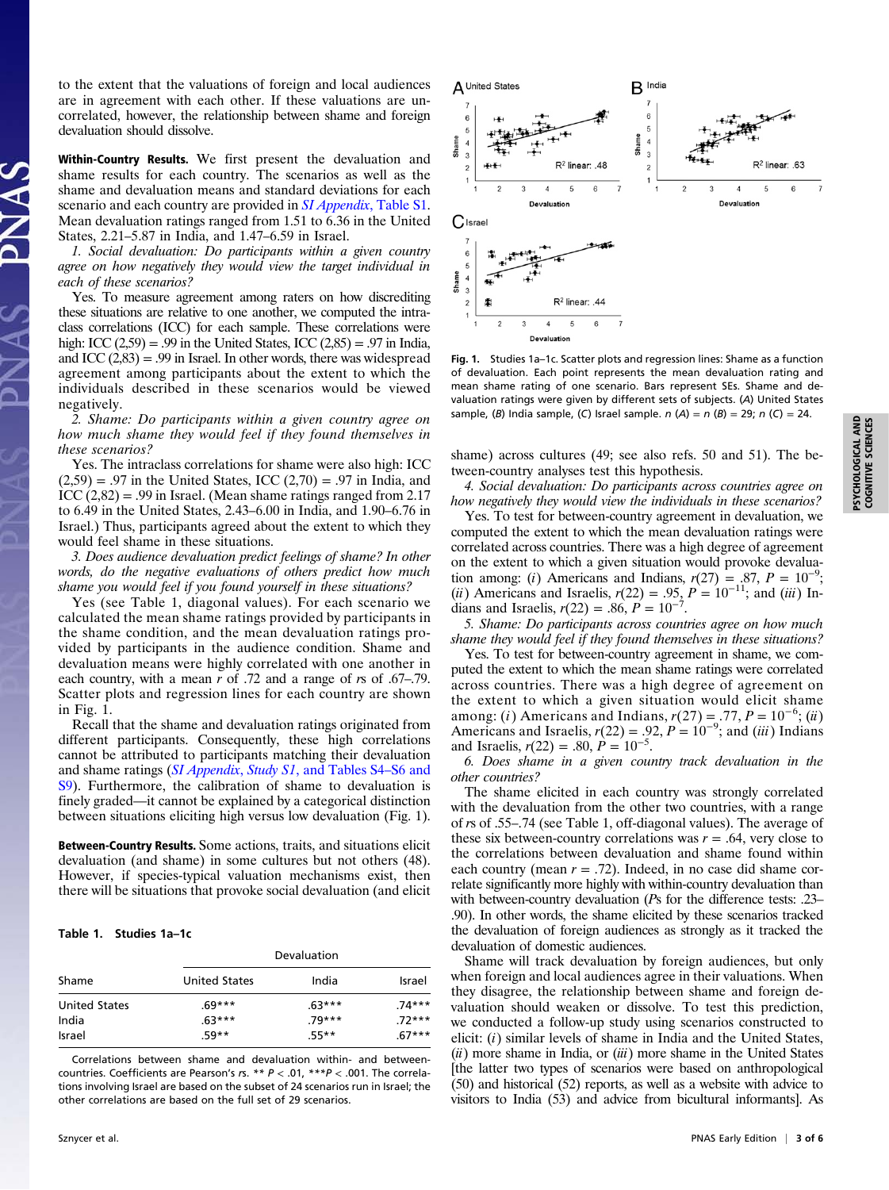to the extent that the valuations of foreign and local audiences are in agreement with each other. If these valuations are uncorrelated, however, the relationship between shame and foreign devaluation should dissolve.

**Within-Country Results.** We first present the devaluation and shame results for each country. The scenarios as well as the shame and devaluation means and standard deviations for each scenario and each country are provided in *SI Appendix*, Table S1. Mean devaluation ratings ranged from 1.51 to 6.36 in the United States, 2.21–5.87 in India, and 1.47–6.59 in Israel.

*1. Social devaluation: Do participants within a given country agree on how negatively they would view the target individual in each of these scenarios?*

Yes. To measure agreement among raters on how discrediting these situations are relative to one another, we computed the intraclass correlations (ICC) for each sample. These correlations were high: ICC (2,59) = .99 in the United States, ICC (2,85) = .97 in India, and ICC (2,83) = .99 in Israel. In other words, there was widespread agreement among participants about the extent to which the individuals described in these scenarios would be viewed negatively.

*2. Shame: Do participants within a given country agree on how much shame they would feel if they found themselves in these scenarios?*

Yes. The intraclass correlations for shame were also high: ICC (2,59) = .97 in the United States, ICC (2,70) = .97 in India, and ICC (2,82) = .99 in Israel. (Mean shame ratings ranged from 2.17 to 6.49 in the United States, 2.43–6.00 in India, and 1.90–6.76 in Israel.) Thus, participants agreed about the extent to which they would feel shame in these situations.

*3. Does audience devaluation predict feelings of shame? In other words, do the negative evaluations of others predict how much shame you would feel if you found yourself in these situations?*

Yes (see Table 1, diagonal values). For each scenario we calculated the mean shame ratings provided by participants in the shame condition, and the mean devaluation ratings provided by participants in the audience condition. Shame and devaluation means were highly correlated with one another in each country, with a mean $r$ of .72 and a range of $r$s of .67–.79. Scatter plots and regression lines for each country are shown in Fig. 1.

Recall that the shame and devaluation ratings originated from different participants. Consequently, these high correlations cannot be attributed to participants matching their devaluation and shame ratings (*SI Appendix*, *Study S1*, and Tables S4–S6 and S9). Furthermore, the calibration of shame to devaluation is finely graded—it cannot be explained by a categorical distinction between situations eliciting high versus low devaluation (Fig. 1).

Fig. 1. Studies 1a–1c. Scatter plots and regression lines: Shame as a function of devaluation. Each point represents the mean devaluation rating and mean shame rating of one scenario. Bars represent SEs. Shame and devaluation ratings were given by different sets of subjects. (*A*) United States sample, (*B*) India sample, (*C*) Israel sample. $n$ (*A*) = $n$ (*B*) = 29; $n$ (*C*) = 24.

**Between-Country Results.** Some actions, traits, and situations elicit devaluation (and shame) in some cultures but not others (48). However, if species-typical valuation mechanisms exist, then there will be situations that provoke social devaluation (and elicit shame) across cultures (49; see also refs. 50 and 51). The between-country analyses test this hypothesis.

*4. Social devaluation: Do participants across countries agree on how negatively they would view the individuals in these scenarios?*

Yes. To test for between-country agreement in devaluation, we computed the extent to which the mean devaluation ratings were correlated across countries. There was a high degree of agreement on the extent to which a given situation would provoke devaluation among: (*i*) Americans and Indians, $r(27) = .87$, $P = 10^{-9}$; (*ii*) Americans and Israelis, $r(22) = .95$, $P = 10^{-11}$; and (*iii*) Indians and Israelis, $r(22) = .86$, $P = 10^{-7}$.

*5. Shame: Do participants across countries agree on how much shame they would feel if they found themselves in these situations?*

Yes. To test for between-country agreement in shame, we computed the extent to which the mean shame ratings were correlated across countries. There was a high degree of agreement on the extent to which a given situation would elicit shame among: (*i*) Americans and Indians, $r(27) = .77$, $P = 10^{-6}$; (*ii*) Americans and Israelis, $r(22) = .92$, $P = 10^{-9}$; and (*iii*) Indians and Israelis, $r(22) = .80$, $P = 10^{-5}$.

*6. Does shame in a given country track devaluation in the other countries?*

The shame elicited in each country was strongly correlated with the devaluation from the other two countries, with a range of $r$s of .55–.74 (see Table 1, off-diagonal values). The average of these six between-country correlations was $r = .64$, very close to the correlations between devaluation and shame found within each country (mean $r = .72$). Indeed, in no case did shame correlate significantly more highly with within-country devaluation than with between-country devaluation ($P$s for the difference tests: .23–.90). In other words, the shame elicited by these scenarios tracked the devaluation of foreign audiences as strongly as it tracked the devaluation of domestic audiences.

Shame will track devaluation by foreign audiences, but only when foreign and local audiences agree in their valuations. When they disagree, the relationship between shame and foreign devaluation should weaken or dissolve. To test this prediction, we conducted a follow-up study using scenarios constructed to elicit: (*i*) similar levels of shame in India and the United States, (*ii*) more shame in India, or (*iii*) more shame in the United States [the latter two types of scenarios were based on anthropological (50) and historical (52) reports, as well as a website with advice to visitors to India (53) and advice from bicultural informants]. As

**Table 1. Studies 1a–1c**

| | Devaluation | | |
|---|---|---|---|
| Shame | United States | India | Israel |
| United States | .69*** | .63*** | .74*** |
| India | .63*** | .79*** | .72*** |
| Israel | .59** | .55** | .67*** |

Correlations between shame and devaluation within- and between-countries. Coefficients are Pearson's $r$s. ** $P < .01$, *** $P < .001$. The correlations involving Israel are based on the subset of 24 scenarios run in Israel; the other correlations are based on the full set of 29 scenarios.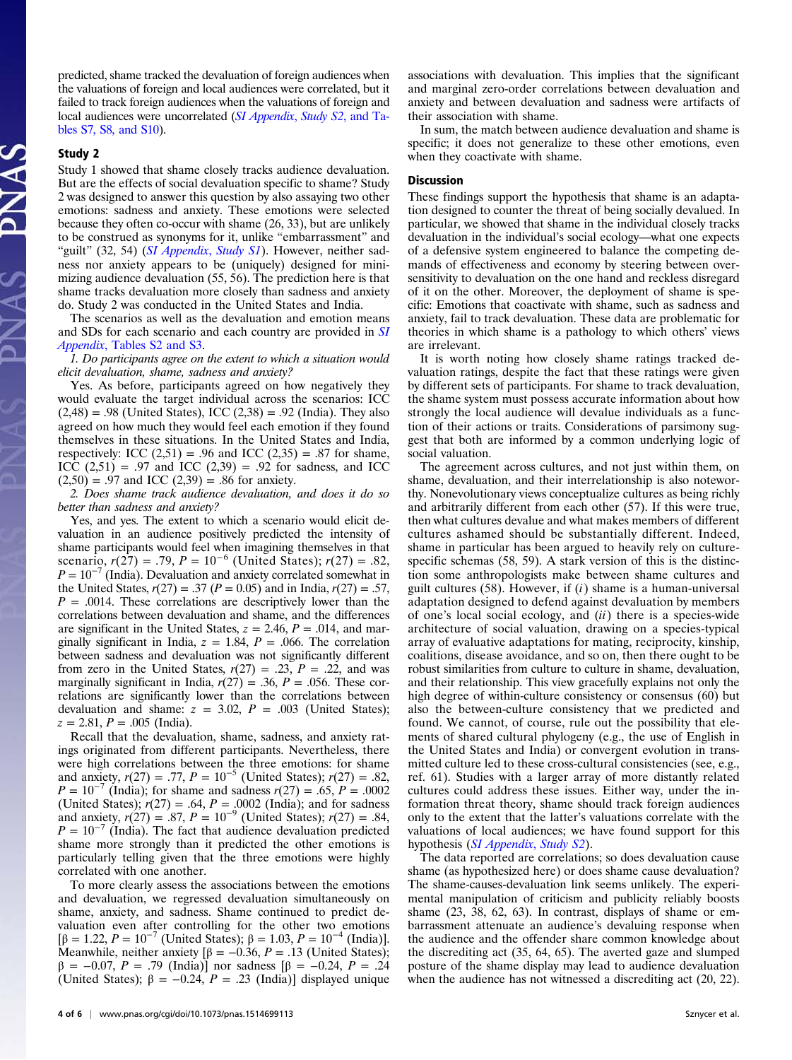predicted, shame tracked the devaluation of foreign audiences when the valuations of foreign and local audiences were correlated, but it failed to track foreign audiences when the valuations of foreign and local audiences were uncorrelated (*SI Appendix*, *Study S2*, and Tables S7, S8, and S10).

### Study 2

Study 1 showed that shame closely tracks audience devaluation. But are the effects of social devaluation specific to shame? Study 2 was designed to answer this question by also assaying two other emotions: sadness and anxiety. These emotions were selected because they often co-occur with shame (26, 33), but are unlikely to be construed as synonyms for it, unlike "embarrassment" and "guilt" (32, 54) (*SI Appendix*, *Study S1*). However, neither sadness nor anxiety appears to be (uniquely) designed for minimizing audience devaluation (55, 56). The prediction here is that shame tracks devaluation more closely than sadness and anxiety do. Study 2 was conducted in the United States and India.

The scenarios as well as the devaluation and emotion means and SDs for each scenario and each country are provided in *SI Appendix*, Tables S2 and S3.

*1. Do participants agree on the extent to which a situation would elicit devaluation, shame, sadness and anxiety?*

Yes. As before, participants agreed on how negatively they would evaluate the target individual across the scenarios: ICC $(2,48) = .98$ (United States), ICC $(2,38) = .92$ (India). They also agreed on how much they would feel each emotion if they found themselves in these situations. In the United States and India, respectively: ICC $(2,51) = .96$ and ICC $(2,35) = .87$ for shame, ICC $(2,51) = .97$ and ICC $(2,39) = .92$ for sadness, and ICC $(2,50) = .97$ and ICC $(2,39) = .86$ for anxiety.

*2. Does shame track audience devaluation, and does it do so better than sadness and anxiety?*

Yes, and yes. The extent to which a scenario would elicit devaluation in an audience positively predicted the intensity of shame participants would feel when imagining themselves in that scenario, $r(27) = .79$, $P = 10^{-6}$ (United States); $r(27) = .82$, $P = 10^{-7}$ (India). Devaluation and anxiety correlated somewhat in the United States, $r(27) = .37$ ($P = 0.05$) and in India, $r(27) = .57$, $P = .0014$. These correlations are descriptively lower than the correlations between devaluation and shame, and the differences are significant in the United States, $z = 2.46$, $P = .014$, and marginally significant in India, $z = 1.84$, $P = .066$. The correlation between sadness and devaluation was not significantly different from zero in the United States, $r(27) = .23$, $P = .22$, and was marginally significant in India, $r(27) = .36$, $P = .056$. These correlations are significantly lower than the correlations between devaluation and shame: $z = 3.02$, $P = .003$ (United States); $z = 2.81$, $P = .005$ (India).

Recall that the devaluation, shame, sadness, and anxiety ratings originated from different participants. Nevertheless, there were high correlations between the three emotions: for shame and anxiety, $r(27) = .77$, $P = 10^{-5}$ (United States); $r(27) = .82$, $P = 10^{-7}$ (India); for shame and sadness $r(27) = .65$, $P = .0002$ (United States); $r(27) = .64$, $P = .0002$ (India); and for sadness and anxiety, $r(27) = .87$, $P = 10^{-9}$ (United States); $r(27) = .84$, $P = 10^{-7}$ (India). The fact that audience devaluation predicted shame more strongly than it predicted the other emotions is particularly telling given that the three emotions were highly correlated with one another.

To more clearly assess the associations between the emotions and devaluation, we regressed devaluation simultaneously on shame, anxiety, and sadness. Shame continued to predict devaluation even after controlling for the other two emotions [$\beta = 1.22$, $P = 10^{-7}$ (United States); $\beta = 1.03$, $P = 10^{-4}$ (India)]. Meanwhile, neither anxiety [$\beta = -0.36$, $P = .13$ (United States); $\beta = -0.07$, $P = .79$ (India)] nor sadness [$\beta = -0.24$, $P = .24$ (United States); $\beta = -0.24$, $P = .23$ (India)] displayed unique associations with devaluation. This implies that the significant and marginal zero-order correlations between devaluation and anxiety and between devaluation and sadness were artifacts of their association with shame.

In sum, the match between audience devaluation and shame is specific; it does not generalize to these other emotions, even when they coactivate with shame.

### Discussion

These findings support the hypothesis that shame is an adaptation designed to counter the threat of being socially devalued. In particular, we showed that shame in the individual closely tracks devaluation in the individual's social ecology—what one expects of a defensive system engineered to balance the competing demands of effectiveness and economy by steering between oversensitivity to devaluation on the one hand and reckless disregard of it on the other. Moreover, the deployment of shame is specific: Emotions that coactivate with shame, such as sadness and anxiety, fail to track devaluation. These data are problematic for theories in which shame is a pathology to which others' views are irrelevant.

It is worth noting how closely shame ratings tracked devaluation ratings, despite the fact that these ratings were given by different sets of participants. For shame to track devaluation, the shame system must possess accurate information about how strongly the local audience will devalue individuals as a function of their actions or traits. Considerations of parsimony suggest that both are informed by a common underlying logic of social valuation.

The agreement across cultures, and not just within them, on shame, devaluation, and their interrelationship is also noteworthy. Nonevolutionary views conceptualize cultures as being richly and arbitrarily different from each other (57). If this were true, then what cultures devalue and what makes members of different cultures ashamed should be substantially different. Indeed, shame in particular has been argued to heavily rely on culture-specific schemas (58, 59). A stark version of this is the distinction some anthropologists make between shame cultures and guilt cultures (58). However, if (*i*) shame is a human-universal adaptation designed to defend against devaluation by members of one's local social ecology, and (*ii*) there is a species-wide architecture of social valuation, drawing on a species-typical array of evaluative adaptations for mating, reciprocity, kinship, coalitions, disease avoidance, and so on, then there ought to be robust similarities from culture to culture in shame, devaluation, and their relationship. This view gracefully explains not only the high degree of within-culture consistency or consensus (60) but also the between-culture consistency that we predicted and found. We cannot, of course, rule out the possibility that elements of shared cultural phylogeny (e.g., the use of English in the United States and India) or convergent evolution in transmitted culture led to these cross-cultural consistencies (see, e.g., ref. 61). Studies with a larger array of more distantly related cultures could address these issues. Either way, under the information threat theory, shame should track foreign audiences only to the extent that the latter's valuations correlate with the valuations of local audiences; we have found support for this hypothesis (*SI Appendix*, *Study S2*).

The data reported are correlations; so does devaluation cause shame (as hypothesized here) or does shame cause devaluation? The shame-causes-devaluation link seems unlikely. The experimental manipulation of criticism and publicity reliably boosts shame (23, 38, 62, 63). In contrast, displays of shame or embarrassment attenuate an audience's devaluing response when the audience and the offender share common knowledge about the discrediting act (35, 64, 65). The averted gaze and slumped posture of the shame display may lead to audience devaluation when the audience has not witnessed a discrediting act (20, 22).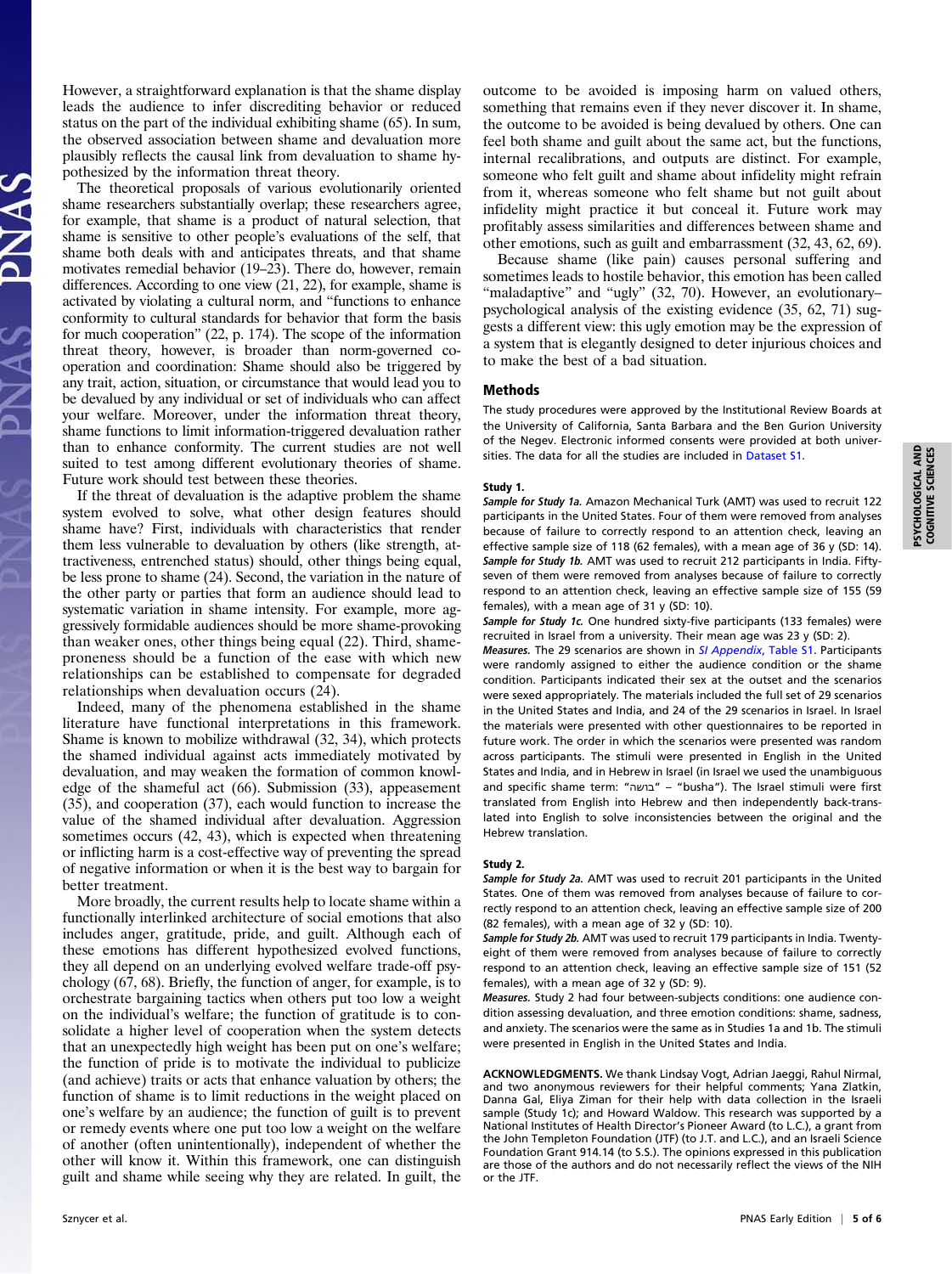However, a straightforward explanation is that the shame display leads the audience to infer discrediting behavior or reduced status on the part of the individual exhibiting shame (65). In sum, the observed association between shame and devaluation more plausibly reflects the causal link from devaluation to shame hypothesized by the information threat theory.

The theoretical proposals of various evolutionarily oriented shame researchers substantially overlap; these researchers agree, for example, that shame is a product of natural selection, that shame is sensitive to other people's evaluations of the self, that shame both deals with and anticipates threats, and that shame motivates remedial behavior (19–23). There do, however, remain differences. According to one view (21, 22), for example, shame is activated by violating a cultural norm, and "functions to enhance conformity to cultural standards for behavior that form the basis for much cooperation" (22, p. 174). The scope of the information threat theory, however, is broader than norm-governed cooperation and coordination: Shame should also be triggered by any trait, action, situation, or circumstance that would lead you to be devalued by any individual or set of individuals who can affect your welfare. Moreover, under the information threat theory, shame functions to limit information-triggered devaluation rather than to enhance conformity. The current studies are not well suited to test among different evolutionary theories of shame. Future work should test between these theories.

If the threat of devaluation is the adaptive problem the shame system evolved to solve, what other design features should shame have? First, individuals with characteristics that render them less vulnerable to devaluation by others (like strength, attractiveness, entrenched status) should, other things being equal, be less prone to shame (24). Second, the variation in the nature of the other party or parties that form an audience should lead to systematic variation in shame intensity. For example, more aggressively formidable audiences should be more shame-provoking than weaker ones, other things being equal (22). Third, shame-proneness should be a function of the ease with which new relationships can be established to compensate for degraded relationships when devaluation occurs (24).

Indeed, many of the phenomena established in the shame literature have functional interpretations in this framework. Shame is known to mobilize withdrawal (32, 34), which protects the shamed individual against acts immediately motivated by devaluation, and may weaken the formation of common knowledge of the shameful act (66). Submission (33), appeasement (35), and cooperation (37), each would function to increase the value of the shamed individual after devaluation. Aggression sometimes occurs (42, 43), which is expected when threatening or inflicting harm is a cost-effective way of preventing the spread of negative information or when it is the best way to bargain for better treatment.

More broadly, the current results help to locate shame within a functionally interlinked architecture of social emotions that also includes anger, gratitude, pride, and guilt. Although each of these emotions has different hypothesized evolved functions, they all depend on an underlying evolved welfare trade-off psychology (67, 68). Briefly, the function of anger, for example, is to orchestrate bargaining tactics when others put too low a weight on the individual's welfare; the function of gratitude is to consolidate a higher level of cooperation when the system detects that an unexpectedly high weight has been put on one's welfare; the function of pride is to motivate the individual to publicize (and achieve) traits or acts that enhance valuation by others; the function of shame is to limit reductions in the weight placed on one's welfare by an audience; the function of guilt is to prevent or remedy events where one put too low a weight on the welfare of another (often unintentionally), independent of whether the other will know it. Within this framework, one can distinguish guilt and shame while seeing why they are related. In guilt, the outcome to be avoided is imposing harm on valued others, something that remains even if they never discover it. In shame, the outcome to be avoided is being devalued by others. One can feel both shame and guilt about the same act, but the functions, internal recalibrations, and outputs are distinct. For example, someone who felt guilt and shame about infidelity might refrain from it, whereas someone who felt shame but not guilt about infidelity might practice it but conceal it. Future work may profitably assess similarities and differences between shame and other emotions, such as guilt and embarrassment (32, 43, 62, 69).

Because shame (like pain) causes personal suffering and sometimes leads to hostile behavior, this emotion has been called "maladaptive" and "ugly" (32, 70). However, an evolutionary–psychological analysis of the existing evidence (35, 62, 71) suggests a different view: this ugly emotion may be the expression of a system that is elegantly designed to deter injurious choices and to make the best of a bad situation.

## Methods

The study procedures were approved by the Institutional Review Boards at the University of California, Santa Barbara and the Ben Gurion University of the Negev. Electronic informed consents were provided at both universities. The data for all the studies are included in Dataset S1.

### Study 1.

***Sample for Study 1a.*** Amazon Mechanical Turk (AMT) was used to recruit 122 participants in the United States. Four of them were removed from analyses because of failure to correctly respond to an attention check, leaving an effective sample size of 118 (62 females), with a mean age of 36 y (SD: 14).

***Sample for Study 1b.*** AMT was used to recruit 212 participants in India. Fifty-seven of them were removed from analyses because of failure to correctly respond to an attention check, leaving an effective sample size of 155 (59 females), with a mean age of 31 y (SD: 10).

***Sample for Study 1c.*** One hundred sixty-five participants (133 females) were recruited in Israel from a university. Their mean age was 23 y (SD: 2).

***Measures.*** The 29 scenarios are shown in *SI Appendix*, Table S1. Participants were randomly assigned to either the audience condition or the shame condition. Participants indicated their sex at the outset and the scenarios were sexed appropriately. The materials included the full set of 29 scenarios in the United States and India, and 24 of the 29 scenarios in Israel. In Israel the materials were presented with other questionnaires to be reported in future work. The order in which the scenarios were presented was random across participants. The stimuli were presented in English in the United States and India, and in Hebrew in Israel (in Israel we used the unambiguous and specific shame term: "בושה" – "busha"). The Israel stimuli were first translated from English into Hebrew and then independently back-translated into English to solve inconsistencies between the original and the Hebrew translation.

### Study 2.

***Sample for Study 2a.*** AMT was used to recruit 201 participants in the United States. One of them was removed from analyses because of failure to correctly respond to an attention check, leaving an effective sample size of 200 (82 females), with a mean age of 32 y (SD: 10).

***Sample for Study 2b.*** AMT was used to recruit 179 participants in India. Twenty-eight of them were removed from analyses because of failure to correctly respond to an attention check, leaving an effective sample size of 151 (52 females), with a mean age of 32 y (SD: 9).

***Measures.*** Study 2 had four between-subjects conditions: one audience condition assessing devaluation, and three emotion conditions: shame, sadness, and anxiety. The scenarios were the same as in Studies 1a and 1b. The stimuli were presented in English in the United States and India.

**ACKNOWLEDGMENTS.** We thank Lindsay Vogt, Adrian Jaeggi, Rahul Nirmal, and two anonymous reviewers for their helpful comments; Yana Zlatkin, Danna Gal, Eliya Ziman for their help with data collection in the Israeli sample (Study 1c); and Howard Waldow. This research was supported by a National Institutes of Health Director's Pioneer Award (to L.C.), a grant from the John Templeton Foundation (JTF) (to J.T. and L.C.), and an Israeli Science Foundation Grant 914.14 (to S.S.). The opinions expressed in this publication are those of the authors and do not necessarily reflect the views of the NIH or the JTF.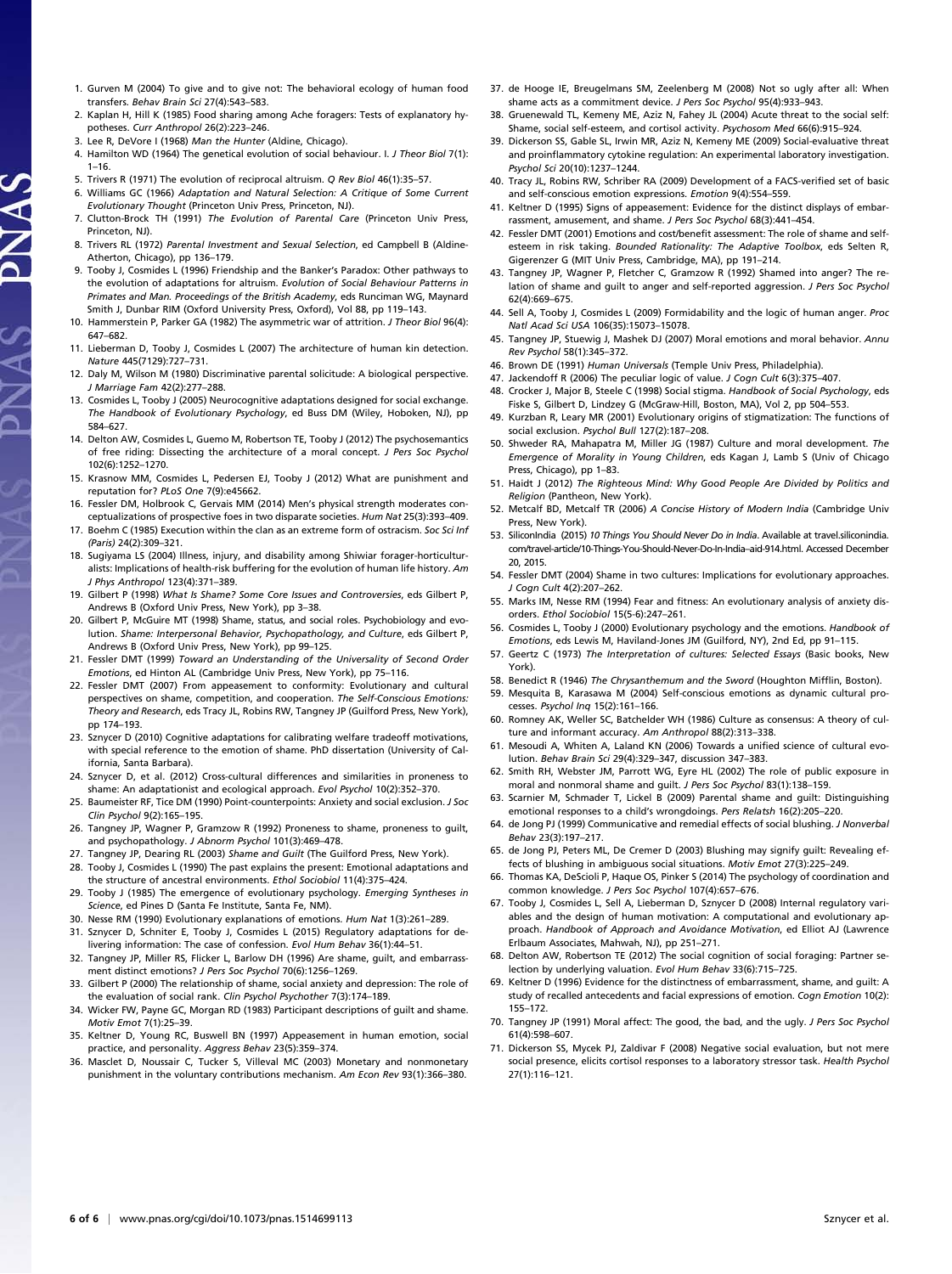1. Gurven M (2004) To give and to give not: The behavioral ecology of human food transfers. *Behav Brain Sci* 27(4):543–583.
2. Kaplan H, Hill K (1985) Food sharing among Ache foragers: Tests of explanatory hypotheses. *Curr Anthropol* 26(2):223–246.
3. Lee R, DeVore I (1968) *Man the Hunter* (Aldine, Chicago).
4. Hamilton WD (1964) The genetical evolution of social behaviour. I. *J Theor Biol* 7(1): 1–16.
5. Trivers R (1971) The evolution of reciprocal altruism. *Q Rev Biol* 46(1):35–57.
6. Williams GC (1966) *Adaptation and Natural Selection: A Critique of Some Current Evolutionary Thought* (Princeton Univ Press, Princeton, NJ).
7. Clutton-Brock TH (1991) *The Evolution of Parental Care* (Princeton Univ Press, Princeton, NJ).
8. Trivers RL (1972) *Parental Investment and Sexual Selection*, ed Campbell B (Aldine-Atherton, Chicago), pp 136–179.
9. Tooby J, Cosmides L (1996) Friendship and the Banker's Paradox: Other pathways to the evolution of adaptations for altruism. *Evolution of Social Behaviour Patterns in Primates and Man. Proceedings of the British Academy*, eds Runciman WG, Maynard Smith J, Dunbar RIM (Oxford University Press, Oxford), Vol 88, pp 119–143.
10. Hammerstein P, Parker GA (1982) The asymmetric war of attrition. *J Theor Biol* 96(4): 647–682.
11. Lieberman D, Tooby J, Cosmides L (2007) The architecture of human kin detection. *Nature* 445(7129):727–731.
12. Daly M, Wilson M (1980) Discriminative parental solicitude: A biological perspective. *J Marriage Fam* 42(2):277–288.
13. Cosmides L, Tooby J (2005) Neurocognitive adaptations designed for social exchange. *The Handbook of Evolutionary Psychology*, ed Buss DM (Wiley, Hoboken, NJ), pp 584–627.
14. Delton AW, Cosmides L, Guemo M, Robertson TE, Tooby J (2012) The psychosemantics of free riding: Dissecting the architecture of a moral concept. *J Pers Soc Psychol* 102(6):1252–1270.
15. Krasnow MM, Cosmides L, Pedersen EJ, Tooby J (2012) What are punishment and reputation for? *PLoS One* 7(9):e45662.
16. Fessler DM, Holbrook C, Gervais MM (2014) Men's physical strength moderates conceptualizations of prospective foes in two disparate societies. *Hum Nat* 25(3):393–409.
17. Boehm C (1985) Execution within the clan as an extreme form of ostracism. *Soc Sci Inf (Paris)* 24(2):309–321.
18. Sugiyama LS (2004) Illness, injury, and disability among Shiwiar forager-horticulturalists: Implications of health-risk buffering for the evolution of human life history. *Am J Phys Anthropol* 123(4):371–389.
19. Gilbert P (1998) *What Is Shame? Some Core Issues and Controversies*, eds Gilbert P, Andrews B (Oxford Univ Press, New York), pp 3–38.
20. Gilbert P, McGuire MT (1998) Shame, status, and social roles. Psychobiology and evolution. *Shame: Interpersonal Behavior, Psychopathology, and Culture*, eds Gilbert P, Andrews B (Oxford Univ Press, New York), pp 99–125.
21. Fessler DMT (1999) *Toward an Understanding of the Universality of Second Order Emotions*, ed Hinton AL (Cambridge Univ Press, New York), pp 75–116.
22. Fessler DMT (2007) From appeasement to conformity: Evolutionary and cultural perspectives on shame, competition, and cooperation. *The Self-Conscious Emotions: Theory and Research*, eds Tracy JL, Robins RW, Tangney JP (Guilford Press, New York), pp 174–193.
23. Sznycer D (2010) Cognitive adaptations for calibrating welfare tradeoff motivations, with special reference to the emotion of shame. PhD dissertation (University of California, Santa Barbara).
24. Sznycer D, et al. (2012) Cross-cultural differences and similarities in proneness to shame: An adaptationist and ecological approach. *Evol Psychol* 10(2):352–370.
25. Baumeister RF, Tice DM (1990) Point-counterpoints: Anxiety and social exclusion. *J Soc Clin Psychol* 9(2):165–195.
26. Tangney JP, Wagner P, Gramzow R (1992) Proneness to shame, proneness to guilt, and psychopathology. *J Abnorm Psychol* 101(3):469–478.
27. Tangney JP, Dearing RL (2003) *Shame and Guilt* (The Guilford Press, New York).
28. Tooby J, Cosmides L (1990) The past explains the present: Emotional adaptations and the structure of ancestral environments. *Ethol Sociobiol* 11(4):375–424.
29. Tooby J (1985) The emergence of evolutionary psychology. *Emerging Syntheses in Science*, ed Pines D (Santa Fe Institute, Santa Fe, NM).
30. Nesse RM (1990) Evolutionary explanations of emotions. *Hum Nat* 1(3):261–289.
31. Sznycer D, Schniter E, Tooby J, Cosmides L (2015) Regulatory adaptations for delivering information: The case of confession. *Evol Hum Behav* 36(1):44–51.
32. Tangney JP, Miller RS, Flicker L, Barlow DH (1996) Are shame, guilt, and embarrassment distinct emotions? *J Pers Soc Psychol* 70(6):1256–1269.
33. Gilbert P (2000) The relationship of shame, social anxiety and depression: The role of the evaluation of social rank. *Clin Psychol Psychother* 7(3):174–189.
34. Wicker FW, Payne GC, Morgan RD (1983) Participant descriptions of guilt and shame. *Motiv Emot* 7(1):25–39.
35. Keltner D, Young RC, Buswell BN (1997) Appeasement in human emotion, social practice, and personality. *Aggress Behav* 23(5):359–374.
36. Masclet D, Noussair C, Tucker S, Villeval MC (2003) Monetary and nonmonetary punishment in the voluntary contributions mechanism. *Am Econ Rev* 93(1):366–380.
37. de Hooge IE, Breugelmans SM, Zeelenberg M (2008) Not so ugly after all: When shame acts as a commitment device. *J Pers Soc Psychol* 95(4):933–943.
38. Gruenewald TL, Kemeny ME, Aziz N, Fahey JL (2004) Acute threat to the social self: Shame, social self-esteem, and cortisol activity. *Psychosom Med* 66(6):915–924.
39. Dickerson SS, Gable SL, Irwin MR, Aziz N, Kemeny ME (2009) Social-evaluative threat and proinflammatory cytokine regulation: An experimental laboratory investigation. *Psychol Sci* 20(10):1237–1244.
40. Tracy JL, Robins RW, Schriber RA (2009) Development of a FACS-verified set of basic and self-conscious emotion expressions. *Emotion* 9(4):554–559.
41. Keltner D (1995) Signs of appeasement: Evidence for the distinct displays of embarrassment, amusement, and shame. *J Pers Soc Psychol* 68(3):441–454.
42. Fessler DMT (2001) Emotions and cost/benefit assessment: The role of shame and self-esteem in risk taking. *Bounded Rationality: The Adaptive Toolbox*, eds Selten R, Gigerenzer G (MIT Univ Press, Cambridge, MA), pp 191–214.
43. Tangney JP, Wagner P, Fletcher C, Gramzow R (1992) Shamed into anger? The relation of shame and guilt to anger and self-reported aggression. *J Pers Soc Psychol* 62(4):669–675.
44. Sell A, Tooby J, Cosmides L (2009) Formidability and the logic of human anger. *Proc Natl Acad Sci USA* 106(35):15073–15078.
45. Tangney JP, Stuewig J, Mashek DJ (2007) Moral emotions and moral behavior. *Annu Rev Psychol* 58(1):345–372.
46. Brown DE (1991) *Human Universals* (Temple Univ Press, Philadelphia).
47. Jackendoff R (2006) The peculiar logic of value. *J Cogn Cult* 6(3):375–407.
48. Crocker J, Major B, Steele C (1998) Social stigma. *Handbook of Social Psychology*, eds Fiske S, Gilbert D, Lindzey G (McGraw-Hill, Boston, MA), Vol 2, pp 504–553.
49. Kurzban R, Leary MR (2001) Evolutionary origins of stigmatization: The functions of social exclusion. *Psychol Bull* 127(2):187–208.
50. Shweder RA, Mahapatra M, Miller JG (1987) Culture and moral development. *The Emergence of Morality in Young Children*, eds Kagan J, Lamb S (Univ of Chicago Press, Chicago), pp 1–83.
51. Haidt J (2012) *The Righteous Mind: Why Good People Are Divided by Politics and Religion* (Pantheon, New York).
52. Metcalf BD, Metcalf TR (2006) *A Concise History of Modern India* (Cambridge Univ Press, New York).
53. SiliconIndia (2015) *10 Things You Should Never Do in India*. Available at travel.siliconindia.com/travel-article/10-Things-You-Should-Never-Do-In-India–aid-914.html. Accessed December 20, 2015.
54. Fessler DMT (2004) Shame in two cultures: Implications for evolutionary approaches. *J Cogn Cult* 4(2):207–262.
55. Marks IM, Nesse RM (1994) Fear and fitness: An evolutionary analysis of anxiety disorders. *Ethol Sociobiol* 15(5-6):247–261.
56. Cosmides L, Tooby J (2000) Evolutionary psychology and the emotions. *Handbook of Emotions*, eds Lewis M, Haviland-Jones JM (Guilford, NY), 2nd Ed, pp 91–115.
57. Geertz C (1973) *The Interpretation of cultures: Selected Essays* (Basic books, New York).
58. Benedict R (1946) *The Chrysanthemum and the Sword* (Houghton Mifflin, Boston).
59. Mesquita B, Karasawa M (2004) Self-conscious emotions as dynamic cultural processes. *Psychol Inq* 15(2):161–166.
60. Romney AK, Weller SC, Batchelder WH (1986) Culture as consensus: A theory of culture and informant accuracy. *Am Anthropol* 88(2):313–338.
61. Mesoudi A, Whiten A, Laland KN (2006) Towards a unified science of cultural evolution. *Behav Brain Sci* 29(4):329–347, discussion 347–383.
62. Smith RH, Webster JM, Parrott WG, Eyre HL (2002) The role of public exposure in moral and nonmoral shame and guilt. *J Pers Soc Psychol* 83(1):138–159.
63. Scarnier M, Schmader T, Lickel B (2009) Parental shame and guilt: Distinguishing emotional responses to a child's wrongdoings. *Pers Relatsh* 16(2):205–220.
64. de Jong PJ (1999) Communicative and remedial effects of social blushing. *J Nonverbal Behav* 23(3):197–217.
65. de Jong PJ, Peters ML, De Cremer D (2003) Blushing may signify guilt: Revealing effects of blushing in ambiguous social situations. *Motiv Emot* 27(3):225–249.
66. Thomas KA, DeScioli P, Haque OS, Pinker S (2014) The psychology of coordination and common knowledge. *J Pers Soc Psychol* 107(4):657–676.
67. Tooby J, Cosmides L, Sell A, Lieberman D, Sznycer D (2008) Internal regulatory variables and the design of human motivation: A computational and evolutionary approach. *Handbook of Approach and Avoidance Motivation*, ed Elliot AJ (Lawrence Erlbaum Associates, Mahwah, NJ), pp 251–271.
68. Delton AW, Robertson TE (2012) The social cognition of social foraging: Partner selection by underlying valuation. *Evol Hum Behav* 33(6):715–725.
69. Keltner D (1996) Evidence for the distinctness of embarrassment, shame, and guilt: A study of recalled antecedents and facial expressions of emotion. *Cogn Emotion* 10(2): 155–172.
70. Tangney JP (1991) Moral affect: The good, the bad, and the ugly. *J Pers Soc Psychol* 61(4):598–607.
71. Dickerson SS, Mycek PJ, Zaldivar F (2008) Negative social evaluation, but not mere social presence, elicits cortisol responses to a laboratory stressor task. *Health Psychol* 27(1):116–121.